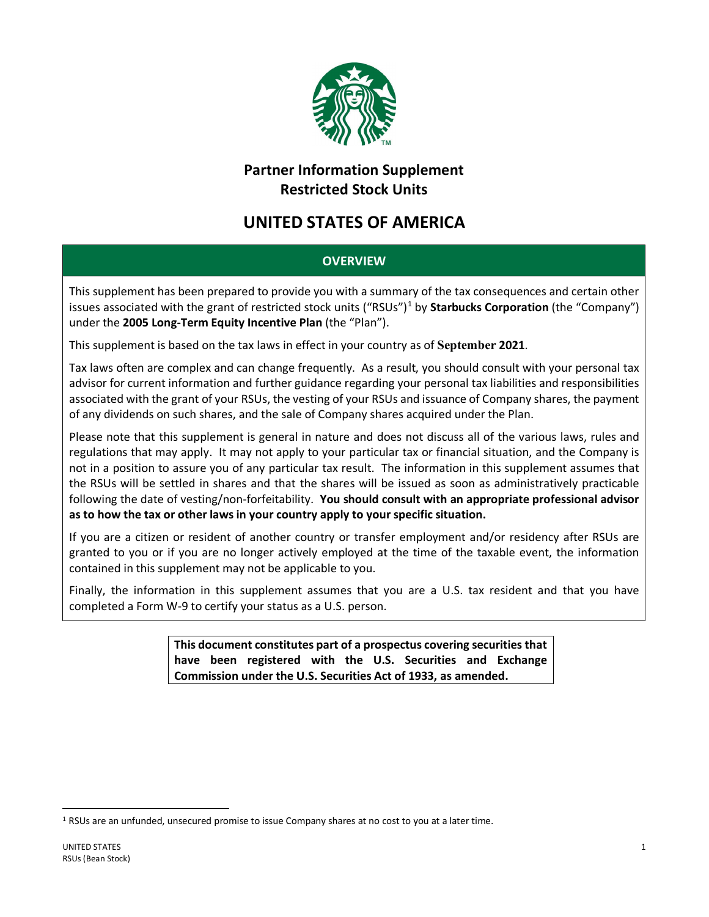# Partner Information Supplement
# Restricted Stock Units

# UNITED STATES OF AMERICA

## OVERVIEW

This supplement has been prepared to provide you with a summary of the tax consequences and certain other issues associated with the grant of restricted stock units ("RSUs")[1] by **Starbucks Corporation** (the "Company") under the **2005 Long-Term Equity Incentive Plan** (the "Plan").

This supplement is based on the tax laws in effect in your country as of **September 2021**.

Tax laws often are complex and can change frequently. As a result, you should consult with your personal tax advisor for current information and further guidance regarding your personal tax liabilities and responsibilities associated with the grant of your RSUs, the vesting of your RSUs and issuance of Company shares, the payment of any dividends on such shares, and the sale of Company shares acquired under the Plan.

Please note that this supplement is general in nature and does not discuss all of the various laws, rules and regulations that may apply. It may not apply to your particular tax or financial situation, and the Company is not in a position to assure you of any particular tax result. The information in this supplement assumes that the RSUs will be settled in shares and that the shares will be issued as soon as administratively practicable following the date of vesting/non-forfeitability. **You should consult with an appropriate professional advisor as to how the tax or other laws in your country apply to your specific situation.**

If you are a citizen or resident of another country or transfer employment and/or residency after RSUs are granted to you or if you are no longer actively employed at the time of the taxable event, the information contained in this supplement may not be applicable to you.

Finally, the information in this supplement assumes that you are a U.S. tax resident and that you have completed a Form W-9 to certify your status as a U.S. person.

**This document constitutes part of a prospectus covering securities that have been registered with the U.S. Securities and Exchange Commission under the U.S. Securities Act of 1933, as amended.**

[1] RSUs are an unfunded, unsecured promise to issue Company shares at no cost to you at a later time.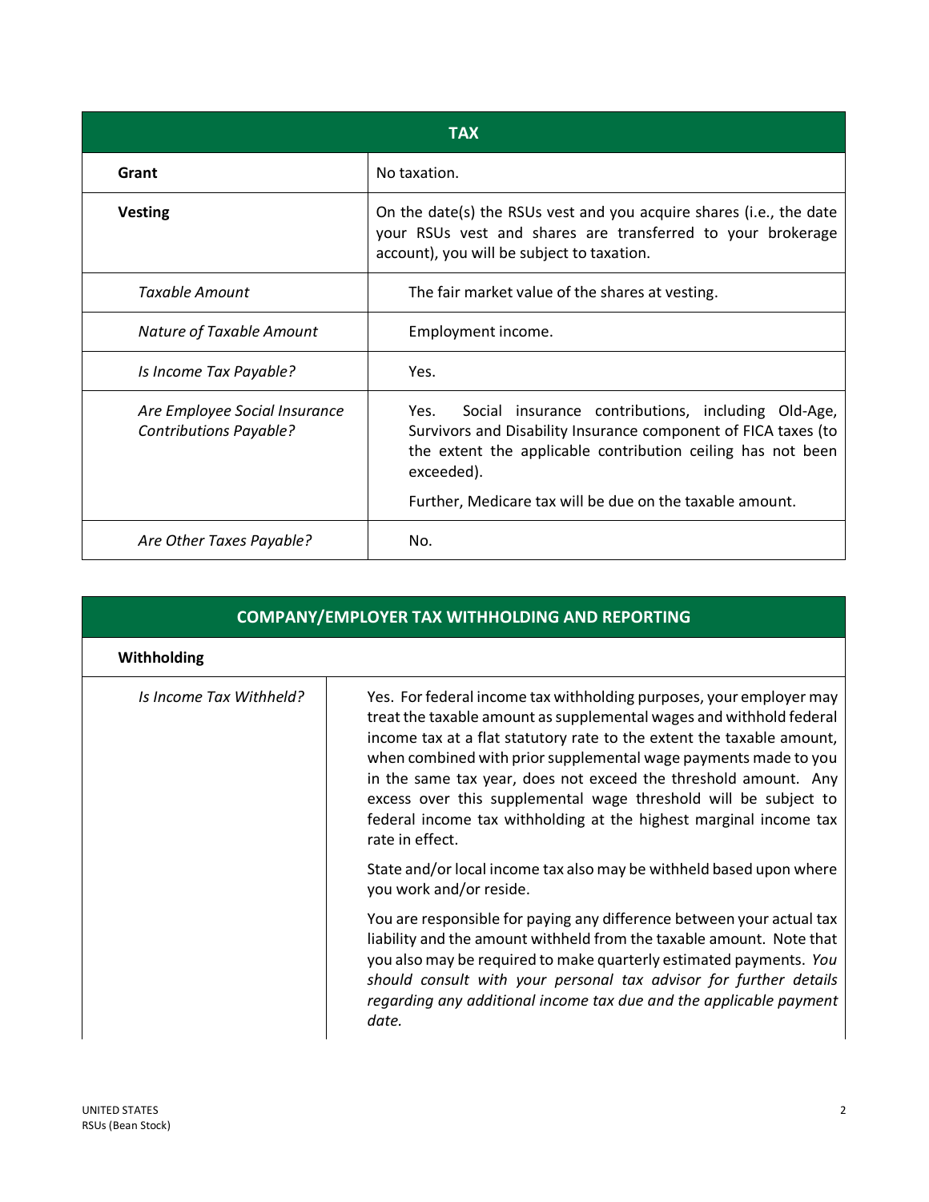| TAX | |
|---|---|
| **Grant** | No taxation. |
| **Vesting** | On the date(s) the RSUs vest and you acquire shares (i.e., the date your RSUs vest and shares are transferred to your brokerage account), you will be subject to taxation. |
| *Taxable Amount* | The fair market value of the shares at vesting. |
| *Nature of Taxable Amount* | Employment income. |
| *Is Income Tax Payable?* | Yes. |
| *Are Employee Social Insurance Contributions Payable?* | Yes. Social insurance contributions, including Old-Age, Survivors and Disability Insurance component of FICA taxes (to the extent the applicable contribution ceiling has not been exceeded).<br><br>Further, Medicare tax will be due on the taxable amount. |
| *Are Other Taxes Payable?* | No. |

| COMPANY/EMPLOYER TAX WITHHOLDING AND REPORTING | |
|---|---|
| **Withholding** | |
| *Is Income Tax Withheld?* | Yes. For federal income tax withholding purposes, your employer may treat the taxable amount as supplemental wages and withhold federal income tax at a flat statutory rate to the extent the taxable amount, when combined with prior supplemental wage payments made to you in the same tax year, does not exceed the threshold amount. Any excess over this supplemental wage threshold will be subject to federal income tax withholding at the highest marginal income tax rate in effect.<br><br>State and/or local income tax also may be withheld based upon where you work and/or reside.<br><br>You are responsible for paying any difference between your actual tax liability and the amount withheld from the taxable amount. Note that you also may be required to make quarterly estimated payments. *You should consult with your personal tax advisor for further details regarding any additional income tax due and the applicable payment date.* |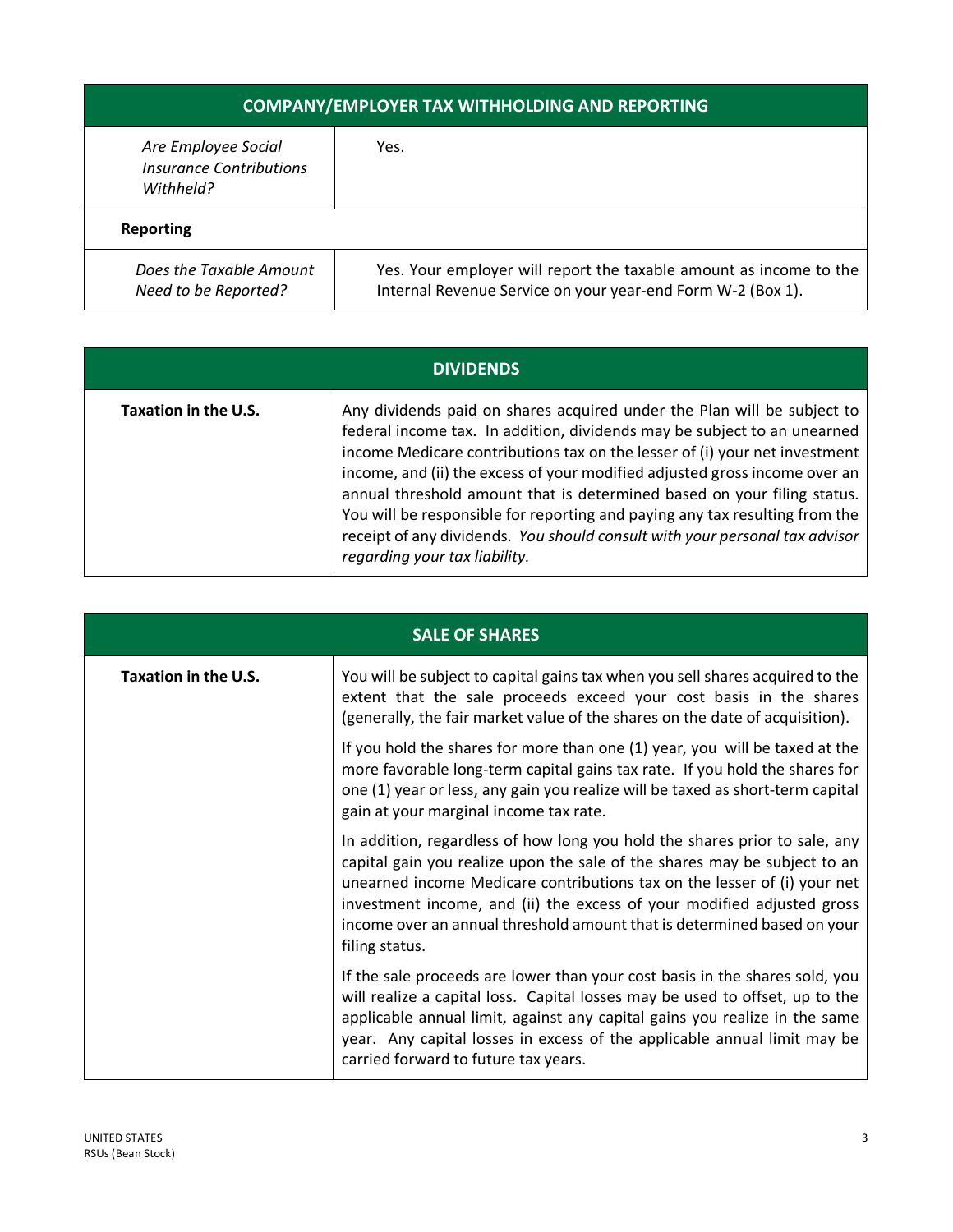| COMPANY/EMPLOYER TAX WITHHOLDING AND REPORTING | |
|---|---|
| *Are Employee Social Insurance Contributions Withheld?* | Yes. |
| **Reporting** | |
| *Does the Taxable Amount Need to be Reported?* | Yes. Your employer will report the taxable amount as income to the Internal Revenue Service on your year-end Form W-2 (Box 1). |

| DIVIDENDS | |
|---|---|
| **Taxation in the U.S.** | Any dividends paid on shares acquired under the Plan will be subject to federal income tax. In addition, dividends may be subject to an unearned income Medicare contributions tax on the lesser of (i) your net investment income, and (ii) the excess of your modified adjusted gross income over an annual threshold amount that is determined based on your filing status. You will be responsible for reporting and paying any tax resulting from the receipt of any dividends. *You should consult with your personal tax advisor regarding your tax liability.* |

| SALE OF SHARES | |
|---|---|
| **Taxation in the U.S.** | You will be subject to capital gains tax when you sell shares acquired to the extent that the sale proceeds exceed your cost basis in the shares (generally, the fair market value of the shares on the date of acquisition).<br><br>If you hold the shares for more than one (1) year, you will be taxed at the more favorable long-term capital gains tax rate. If you hold the shares for one (1) year or less, any gain you realize will be taxed as short-term capital gain at your marginal income tax rate.<br><br>In addition, regardless of how long you hold the shares prior to sale, any capital gain you realize upon the sale of the shares may be subject to an unearned income Medicare contributions tax on the lesser of (i) your net investment income, and (ii) the excess of your modified adjusted gross income over an annual threshold amount that is determined based on your filing status.<br><br>If the sale proceeds are lower than your cost basis in the shares sold, you will realize a capital loss. Capital losses may be used to offset, up to the applicable annual limit, against any capital gains you realize in the same year. Any capital losses in excess of the applicable annual limit may be carried forward to future tax years. |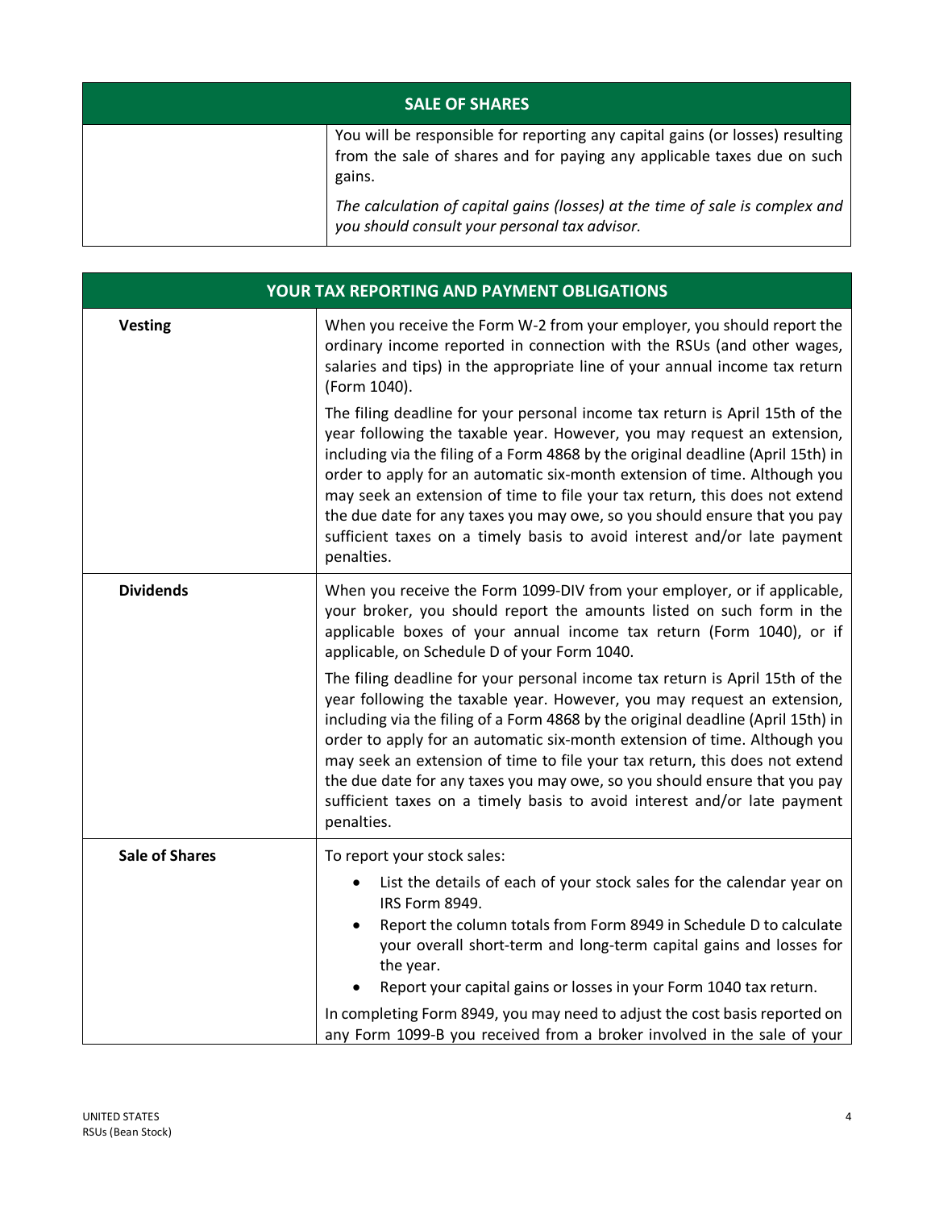| SALE OF SHARES | |
|---|---|
| | You will be responsible for reporting any capital gains (or losses) resulting from the sale of shares and for paying any applicable taxes due on such gains.<br><br>*The calculation of capital gains (losses) at the time of sale is complex and you should consult your personal tax advisor.* |

| YOUR TAX REPORTING AND PAYMENT OBLIGATIONS | |
|---|---|
| **Vesting** | When you receive the Form W-2 from your employer, you should report the ordinary income reported in connection with the RSUs (and other wages, salaries and tips) in the appropriate line of your annual income tax return (Form 1040).<br><br>The filing deadline for your personal income tax return is April 15th of the year following the taxable year. However, you may request an extension, including via the filing of a Form 4868 by the original deadline (April 15th) in order to apply for an automatic six-month extension of time. Although you may seek an extension of time to file your tax return, this does not extend the due date for any taxes you may owe, so you should ensure that you pay sufficient taxes on a timely basis to avoid interest and/or late payment penalties. |
| **Dividends** | When you receive the Form 1099-DIV from your employer, or if applicable, your broker, you should report the amounts listed on such form in the applicable boxes of your annual income tax return (Form 1040), or if applicable, on Schedule D of your Form 1040.<br><br>The filing deadline for your personal income tax return is April 15th of the year following the taxable year. However, you may request an extension, including via the filing of a Form 4868 by the original deadline (April 15th) in order to apply for an automatic six-month extension of time. Although you may seek an extension of time to file your tax return, this does not extend the due date for any taxes you may owe, so you should ensure that you pay sufficient taxes on a timely basis to avoid interest and/or late payment penalties. |
| **Sale of Shares** | To report your stock sales:<br>• List the details of each of your stock sales for the calendar year on IRS Form 8949.<br>• Report the column totals from Form 8949 in Schedule D to calculate your overall short-term and long-term capital gains and losses for the year.<br>• Report your capital gains or losses in your Form 1040 tax return.<br><br>In completing Form 8949, you may need to adjust the cost basis reported on any Form 1099-B you received from a broker involved in the sale of your |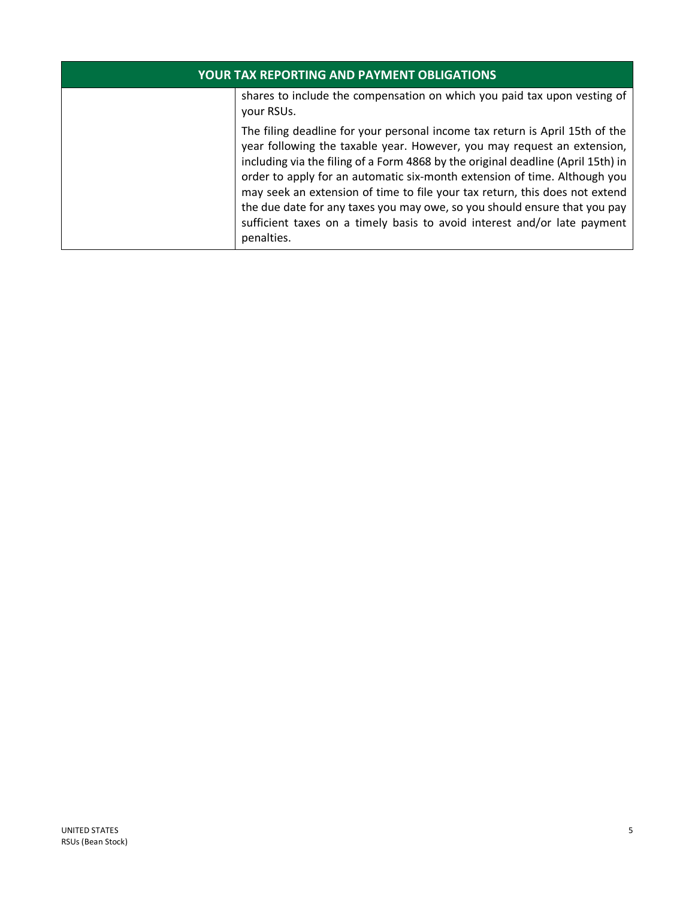| YOUR TAX REPORTING AND PAYMENT OBLIGATIONS | |
|---|---|
| | shares to include the compensation on which you paid tax upon vesting of your RSUs.<br><br>The filing deadline for your personal income tax return is April 15th of the year following the taxable year. However, you may request an extension, including via the filing of a Form 4868 by the original deadline (April 15th) in order to apply for an automatic six-month extension of time. Although you may seek an extension of time to file your tax return, this does not extend the due date for any taxes you may owe, so you should ensure that you pay sufficient taxes on a timely basis to avoid interest and/or late payment penalties. |